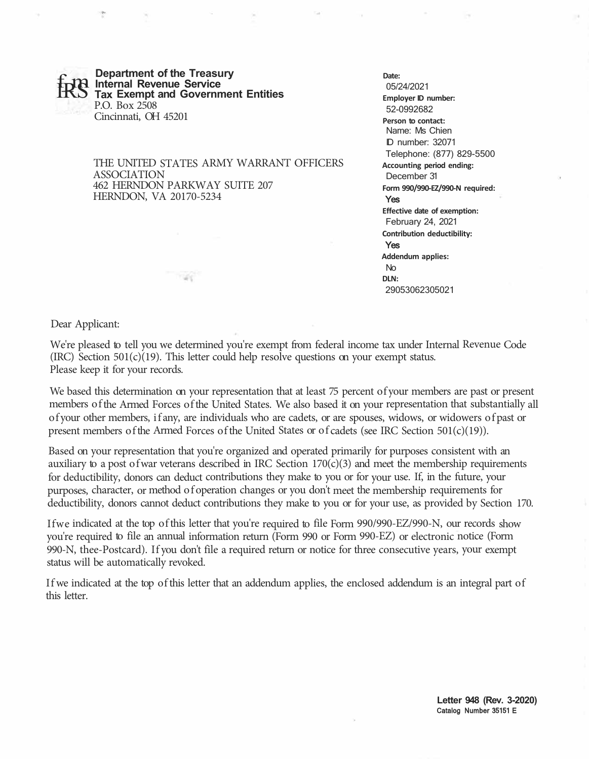**Department of the Treasury**
**Internal Revenue Service**
**Tax Exempt and Government Entities**
P.O. Box 2508
Cincinnati, OH 45201

THE UNITED STATES ARMY WARRANT OFFICERS ASSOCIATION
462 HERNDON PARKWAY SUITE 207
HERNDON, VA 20170-5234

**Date:**
05/24/2021
**Employer ID number:**
52-0992682
**Person to contact:**
Name: Ms Chien
ID number: 32071
Telephone: (877) 829-5500
**Accounting period ending:**
December 31
**Form 990/990-EZ/990-N required:**
Yes
**Effective date of exemption:**
February 24, 2021
**Contribution deductibility:**
Yes
**Addendum applies:**
No
**DLN:**
29053062305021

Dear Applicant:

We're pleased to tell you we determined you're exempt from federal income tax under Internal Revenue Code (IRC) Section 501(c)(19). This letter could help resolve questions on your exempt status. Please keep it for your records.

We based this determination on your representation that at least 75 percent of your members are past or present members of the Armed Forces of the United States. We also based it on your representation that substantially all of your other members, if any, are individuals who are cadets, or are spouses, widows, or widowers of past or present members of the Armed Forces of the United States or of cadets (see IRC Section 501(c)(19)).

Based on your representation that you're organized and operated primarily for purposes consistent with an auxiliary to a post of war veterans described in IRC Section 170(c)(3) and meet the membership requirements for deductibility, donors can deduct contributions they make to you or for your use. If, in the future, your purposes, character, or method of operation changes or you don't meet the membership requirements for deductibility, donors cannot deduct contributions they make to you or for your use, as provided by Section 170.

If we indicated at the top of this letter that you're required to file Form 990/990-EZ/990-N, our records show you're required to file an annual information return (Form 990 or Form 990-EZ) or electronic notice (Form 990-N, thee-Postcard). If you don't file a required return or notice for three consecutive years, your exempt status will be automatically revoked.

If we indicated at the top of this letter that an addendum applies, the enclosed addendum is an integral part of this letter.

**Letter 948 (Rev. 3-2020)**
**Catalog Number 35151 E**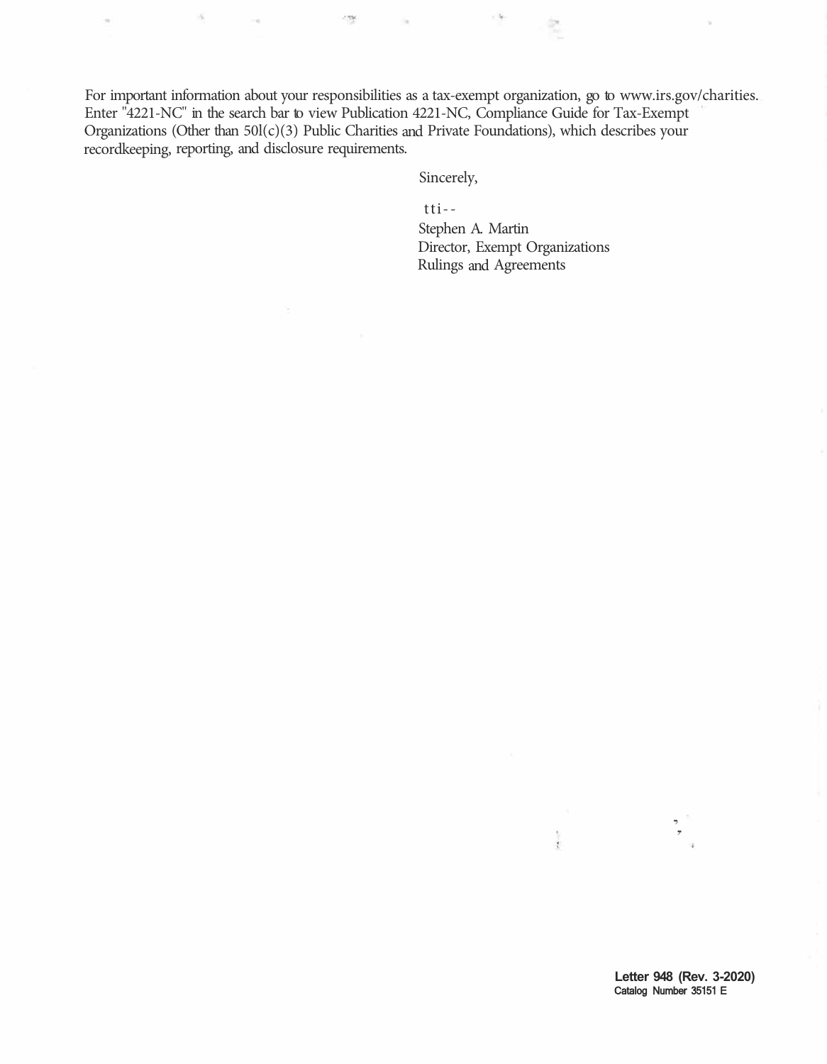For important information about your responsibilities as a tax-exempt organization, go to www.irs.gov/charities. Enter "4221-NC" in the search bar to view Publication 4221-NC, Compliance Guide for Tax-Exempt Organizations (Other than 501(c)(3) Public Charities and Private Foundations), which describes your recordkeeping, reporting, and disclosure requirements.

Sincerely,

tti--

Stephen A. Martin
Director, Exempt Organizations
Rulings and Agreements

**Letter 948 (Rev. 3-2020)**
**Catalog Number 35151 E**